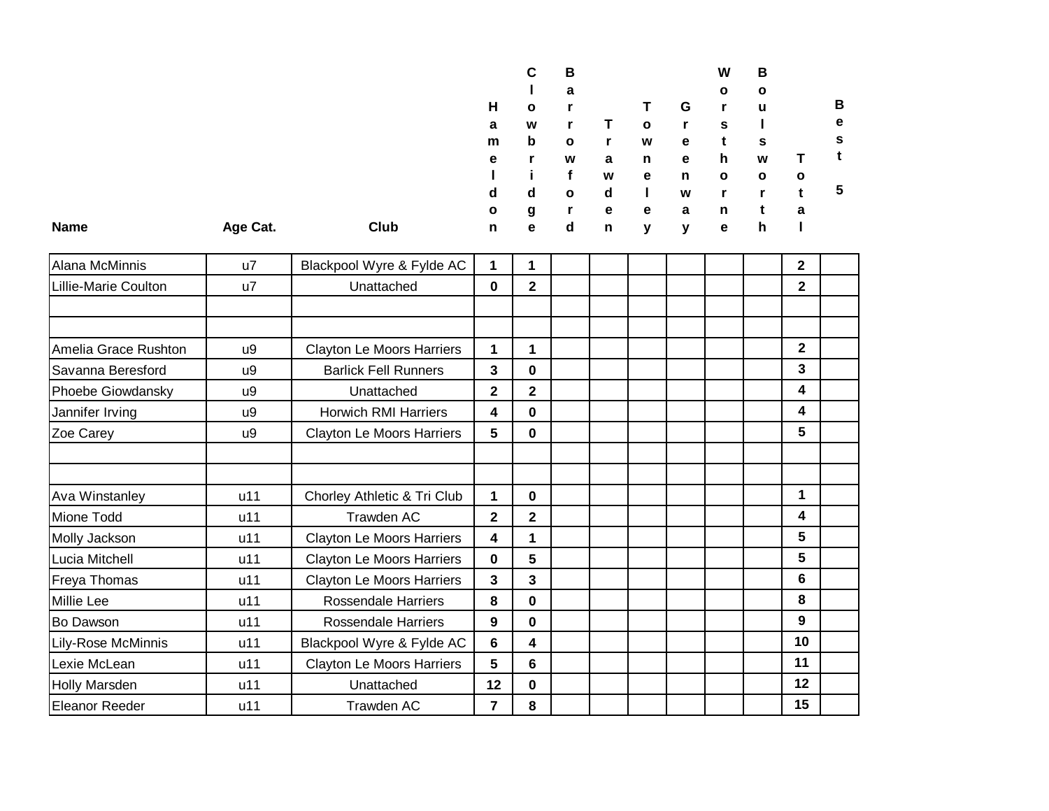| Name | Age Cat. | Club | Hameldon | Clowbridge | Barrowford | Trawden | Towneley | Greenway | Worsthorne | Boulsworth | Total | Best 5 |
|---|---|---|---|---|---|---|---|---|---|---|---|---|
| Alana McMinnis | u7 | Blackpool Wyre & Fylde AC | 1 | 1 | | | | | | | 2 | |
| Lillie-Marie Coulton | u7 | Unattached | 0 | 2 | | | | | | | 2 | |
| | | | | | | | | | | | | |
| | | | | | | | | | | | | |
| Amelia Grace Rushton | u9 | Clayton Le Moors Harriers | 1 | 1 | | | | | | | 2 | |
| Savanna Beresford | u9 | Barlick Fell Runners | 3 | 0 | | | | | | | 3 | |
| Phoebe Giowdansky | u9 | Unattached | 2 | 2 | | | | | | | 4 | |
| Jannifer Irving | u9 | Horwich RMI Harriers | 4 | 0 | | | | | | | 4 | |
| Zoe Carey | u9 | Clayton Le Moors Harriers | 5 | 0 | | | | | | | 5 | |
| | | | | | | | | | | | | |
| | | | | | | | | | | | | |
| Ava Winstanley | u11 | Chorley Athletic & Tri Club | 1 | 0 | | | | | | | 1 | |
| Mione Todd | u11 | Trawden AC | 2 | 2 | | | | | | | 4 | |
| Molly Jackson | u11 | Clayton Le Moors Harriers | 4 | 1 | | | | | | | 5 | |
| Lucia Mitchell | u11 | Clayton Le Moors Harriers | 0 | 5 | | | | | | | 5 | |
| Freya Thomas | u11 | Clayton Le Moors Harriers | 3 | 3 | | | | | | | 6 | |
| Millie Lee | u11 | Rossendale Harriers | 8 | 0 | | | | | | | 8 | |
| Bo Dawson | u11 | Rossendale Harriers | 9 | 0 | | | | | | | 9 | |
| Lily-Rose McMinnis | u11 | Blackpool Wyre & Fylde AC | 6 | 4 | | | | | | | 10 | |
| Lexie McLean | u11 | Clayton Le Moors Harriers | 5 | 6 | | | | | | | 11 | |
| Holly Marsden | u11 | Unattached | 12 | 0 | | | | | | | 12 | |
| Eleanor Reeder | u11 | Trawden AC | 7 | 8 | | | | | | | 15 | |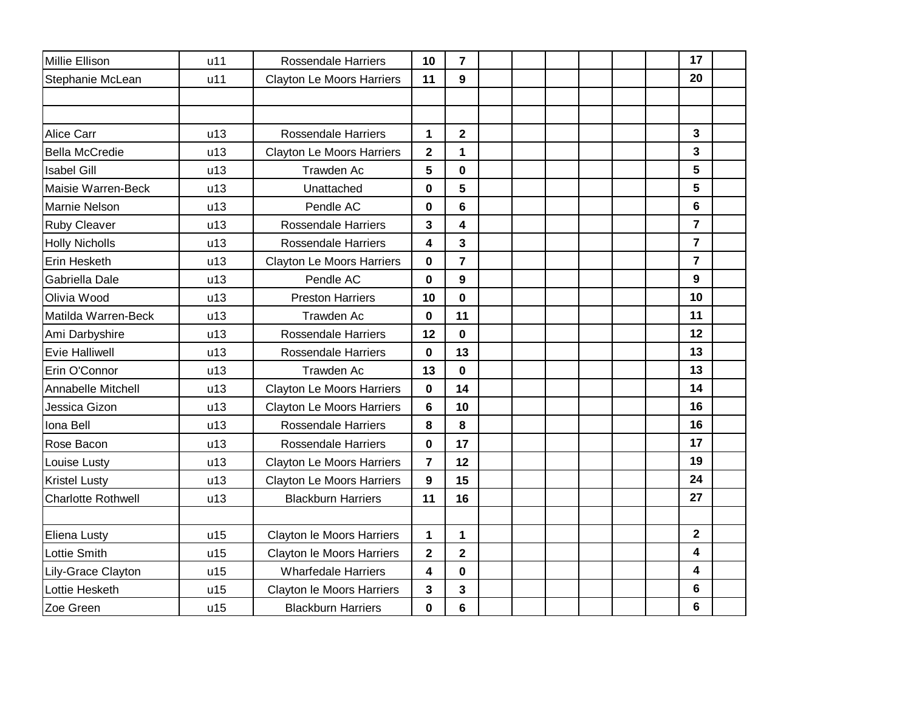| | | | | | | | | | | | | |
|---|---|---|---|---|---|---|---|---|---|---|---|---|
| Millie Ellison | u11 | Rossendale Harriers | **10** | **7** | | | | | | | **17** | |
| Stephanie McLean | u11 | Clayton Le Moors Harriers | **11** | **9** | | | | | | | **20** | |
| | | | | | | | | | | | | |
| | | | | | | | | | | | | |
| Alice Carr | u13 | Rossendale Harriers | **1** | **2** | | | | | | | **3** | |
| Bella McCredie | u13 | Clayton Le Moors Harriers | **2** | **1** | | | | | | | **3** | |
| Isabel Gill | u13 | Trawden Ac | **5** | **0** | | | | | | | **5** | |
| Maisie Warren-Beck | u13 | Unattached | **0** | **5** | | | | | | | **5** | |
| Marnie Nelson | u13 | Pendle AC | **0** | **6** | | | | | | | **6** | |
| Ruby Cleaver | u13 | Rossendale Harriers | **3** | **4** | | | | | | | **7** | |
| Holly Nicholls | u13 | Rossendale Harriers | **4** | **3** | | | | | | | **7** | |
| Erin Hesketh | u13 | Clayton Le Moors Harriers | **0** | **7** | | | | | | | **7** | |
| Gabriella Dale | u13 | Pendle AC | **0** | **9** | | | | | | | **9** | |
| Olivia Wood | u13 | Preston Harriers | **10** | **0** | | | | | | | **10** | |
| Matilda Warren-Beck | u13 | Trawden Ac | **0** | **11** | | | | | | | **11** | |
| Ami Darbyshire | u13 | Rossendale Harriers | **12** | **0** | | | | | | | **12** | |
| Evie Halliwell | u13 | Rossendale Harriers | **0** | **13** | | | | | | | **13** | |
| Erin O'Connor | u13 | Trawden Ac | **13** | **0** | | | | | | | **13** | |
| Annabelle Mitchell | u13 | Clayton Le Moors Harriers | **0** | **14** | | | | | | | **14** | |
| Jessica Gizon | u13 | Clayton Le Moors Harriers | **6** | **10** | | | | | | | **16** | |
| Iona Bell | u13 | Rossendale Harriers | **8** | **8** | | | | | | | **16** | |
| Rose Bacon | u13 | Rossendale Harriers | **0** | **17** | | | | | | | **17** | |
| Louise Lusty | u13 | Clayton Le Moors Harriers | **7** | **12** | | | | | | | **19** | |
| Kristel Lusty | u13 | Clayton Le Moors Harriers | **9** | **15** | | | | | | | **24** | |
| Charlotte Rothwell | u13 | Blackburn Harriers | **11** | **16** | | | | | | | **27** | |
| | | | | | | | | | | | | |
| Eliena Lusty | u15 | Clayton le Moors Harriers | **1** | **1** | | | | | | | **2** | |
| Lottie Smith | u15 | Clayton le Moors Harriers | **2** | **2** | | | | | | | **4** | |
| Lily-Grace Clayton | u15 | Wharfedale Harriers | **4** | **0** | | | | | | | **4** | |
| Lottie Hesketh | u15 | Clayton le Moors Harriers | **3** | **3** | | | | | | | **6** | |
| Zoe Green | u15 | Blackburn Harriers | **0** | **6** | | | | | | | **6** | |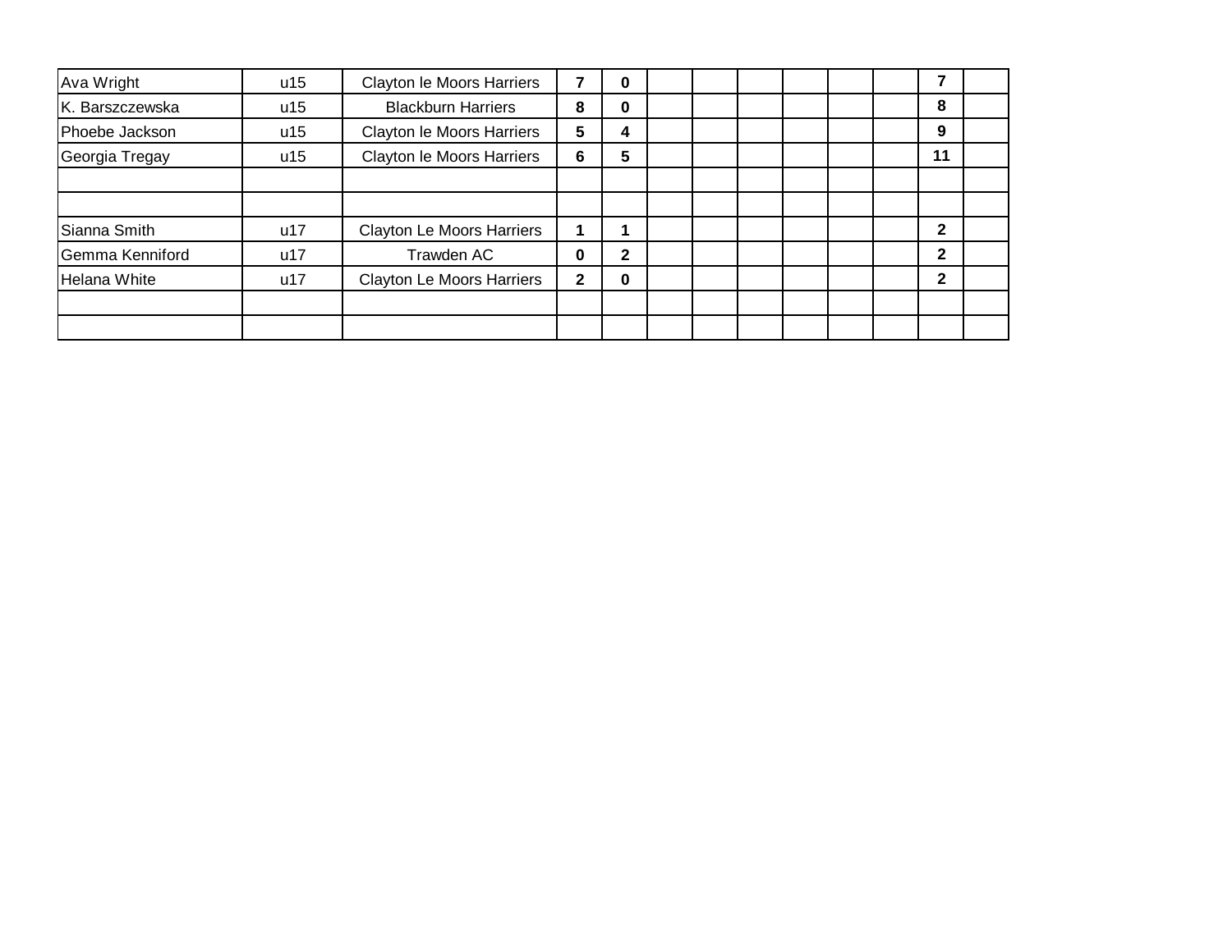|  |  |  |  |  |  |  |  |  |  |  |  |  |
|---|---|---|---|---|---|---|---|---|---|---|---|---|
| Ava Wright | u15 | Clayton le Moors Harriers | **7** | **0** |  |  |  |  |  |  | **7** |  |
| K. Barszczewska | u15 | Blackburn Harriers | **8** | **0** |  |  |  |  |  |  | **8** |  |
| Phoebe Jackson | u15 | Clayton le Moors Harriers | **5** | **4** |  |  |  |  |  |  | **9** |  |
| Georgia Tregay | u15 | Clayton le Moors Harriers | **6** | **5** |  |  |  |  |  |  | **11** |  |
|  |  |  |  |  |  |  |  |  |  |  |  |  |
|  |  |  |  |  |  |  |  |  |  |  |  |  |
| Sianna Smith | u17 | Clayton Le Moors Harriers | **1** | **1** |  |  |  |  |  |  | **2** |  |
| Gemma Kenniford | u17 | Trawden AC | **0** | **2** |  |  |  |  |  |  | **2** |  |
| Helana White | u17 | Clayton Le Moors Harriers | **2** | **0** |  |  |  |  |  |  | **2** |  |
|  |  |  |  |  |  |  |  |  |  |  |  |  |
|  |  |  |  |  |  |  |  |  |  |  |  |  |